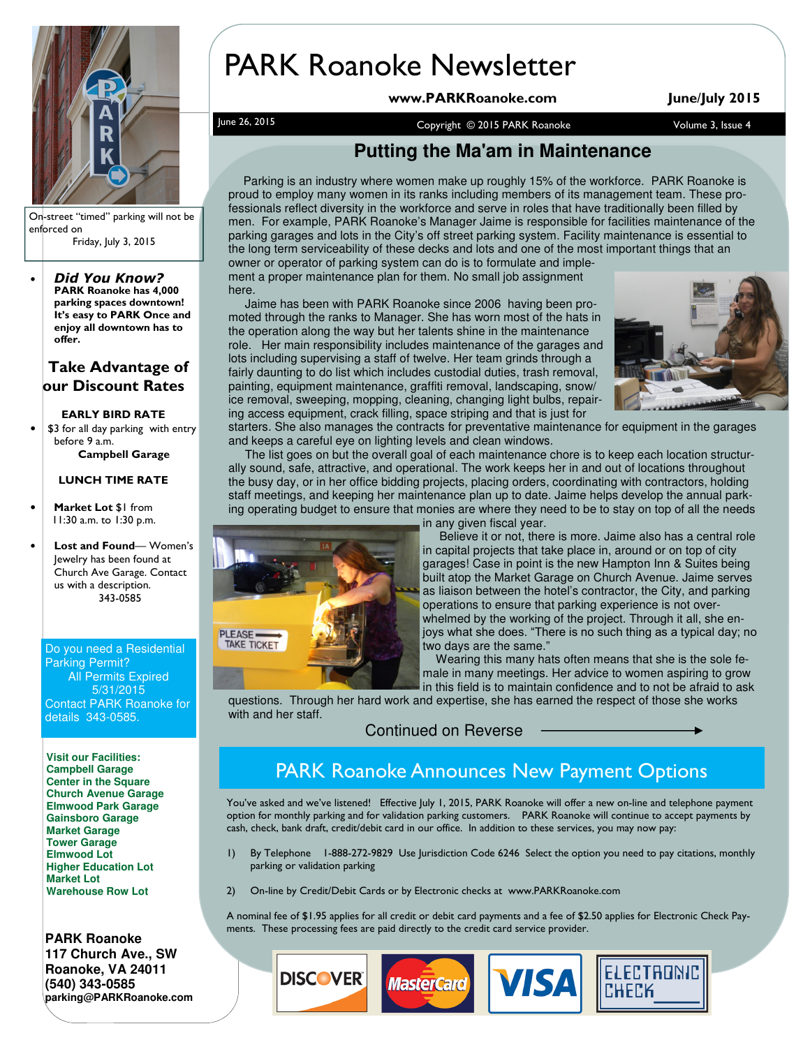# PARK Roanoke Newsletter

**www.PARKRoanoke.com** **June/July 2015**

June 26, 2015 | Copyright © 2015 PARK Roanoke | Volume 3, Issue 4

## Putting the Ma'am in Maintenance

Parking is an industry where women make up roughly 15% of the workforce. PARK Roanoke is proud to employ many women in its ranks including members of its management team. These professionals reflect diversity in the workforce and serve in roles that have traditionally been filled by men. For example, PARK Roanoke's Manager Jaime is responsible for facilities maintenance of the parking garages and lots in the City's off street parking system. Facility maintenance is essential to the long term serviceability of these decks and lots and one of the most important things that an owner or operator of parking system can do is to formulate and implement a proper maintenance plan for them. No small job assignment here.

Jaime has been with PARK Roanoke since 2006 having been promoted through the ranks to Manager. She has worn most of the hats in the operation along the way but her talents shine in the maintenance role. Her main responsibility includes maintenance of the garages and lots including supervising a staff of twelve. Her team grinds through a fairly daunting to do list which includes custodial duties, trash removal, painting, equipment maintenance, graffiti removal, landscaping, snow/ice removal, sweeping, mopping, cleaning, changing light bulbs, repairing access equipment, crack filling, space striping and that is just for starters. She also manages the contracts for preventative maintenance for equipment in the garages and keeps a careful eye on lighting levels and clean windows.

The list goes on but the overall goal of each maintenance chore is to keep each location structurally sound, safe, attractive, and operational. The work keeps her in and out of locations throughout the busy day, or in her office bidding projects, placing orders, coordinating with contractors, holding staff meetings, and keeping her maintenance plan up to date. Jaime helps develop the annual parking operating budget to ensure that monies are where they need to be to stay on top of all the needs in any given fiscal year.

Believe it or not, there is more. Jaime also has a central role in capital projects that take place in, around or on top of city garages! Case in point is the new Hampton Inn & Suites being built atop the Market Garage on Church Avenue. Jaime serves as liaison between the hotel's contractor, the City, and parking operations to ensure that parking experience is not overwhelmed by the working of the project. Through it all, she enjoys what she does. "There is no such thing as a typical day; no two days are the same."

Wearing this many hats often means that she is the sole female in many meetings. Her advice to women aspiring to grow in this field is to maintain confidence and to not be afraid to ask questions. Through her hard work and expertise, she has earned the respect of those she works with and her staff.

Continued on Reverse →

## PARK Roanoke Announces New Payment Options

You've asked and we've listened! Effective July 1, 2015, PARK Roanoke will offer a new on-line and telephone payment option for monthly parking and for validation parking customers. PARK Roanoke will continue to accept payments by cash, check, bank draft, credit/debit card in our office. In addition to these services, you may now pay:

1) By Telephone 1-888-272-9829 Use Jurisdiction Code 6246 Select the option you need to pay citations, monthly parking or validation parking

2) On-line by Credit/Debit Cards or by Electronic checks at www.PARKRoanoke.com

A nominal fee of $1.95 applies for all credit or debit card payments and a fee of $2.50 applies for Electronic Check Payments. These processing fees are paid directly to the credit card service provider.

DISCOVER | MasterCard | VISA | ELECTRONIC CHECK

---

On-street "timed" parking will not be enforced on Friday, July 3, 2015

- ***Did You Know?***
  **PARK Roanoke has 4,000 parking spaces downtown! It's easy to PARK Once and enjoy all downtown has to offer.**

### Take Advantage of our Discount Rates

**EARLY BIRD RATE**

- $3 for all day parking with entry before 9 a.m.
  **Campbell Garage**

**LUNCH TIME RATE**

- **Market Lot** $1 from 11:30 a.m. to 1:30 p.m.
- **Lost and Found**— Women's Jewelry has been found at Church Ave Garage. Contact us with a description. 343-0585

Do you need a Residential Parking Permit?
All Permits Expired 5/31/2015
Contact PARK Roanoke for details 343-0585.

**Visit our Facilities:**
**Campbell Garage**
**Center in the Square**
**Church Avenue Garage**
**Elmwood Park Garage**
**Gainsboro Garage**
**Market Garage**
**Tower Garage**
**Elmwood Lot**
**Higher Education Lot**
**Market Lot**
**Warehouse Row Lot**

**PARK Roanoke**
**117 Church Ave., SW**
**Roanoke, VA 24011**
**(540) 343-0585**
**parking@PARKRoanoke.com**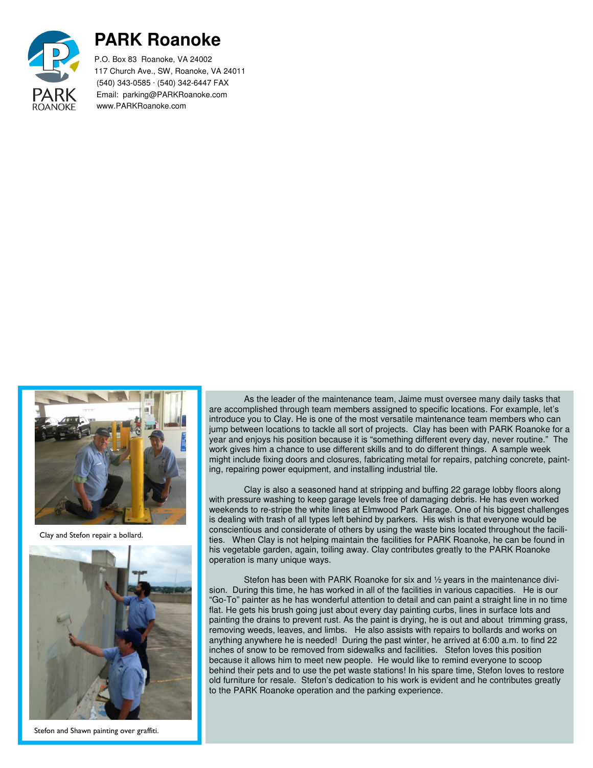# PARK Roanoke

P.O. Box 83 Roanoke, VA 24002
117 Church Ave., SW, Roanoke, VA 24011
(540) 343-0585 · (540) 342-6447 FAX
Email: parking@PARKRoanoke.com
www.PARKRoanoke.com

Clay and Stefon repair a bollard.

Stefon and Shawn painting over graffiti.

As the leader of the maintenance team, Jaime must oversee many daily tasks that are accomplished through team members assigned to specific locations. For example, let's introduce you to Clay. He is one of the most versatile maintenance team members who can jump between locations to tackle all sort of projects. Clay has been with PARK Roanoke for a year and enjoys his position because it is "something different every day, never routine." The work gives him a chance to use different skills and to do different things. A sample week might include fixing doors and closures, fabricating metal for repairs, patching concrete, painting, repairing power equipment, and installing industrial tile.

Clay is also a seasoned hand at stripping and buffing 22 garage lobby floors along with pressure washing to keep garage levels free of damaging debris. He has even worked weekends to re-stripe the white lines at Elmwood Park Garage. One of his biggest challenges is dealing with trash of all types left behind by parkers. His wish is that everyone would be conscientious and considerate of others by using the waste bins located throughout the facilities. When Clay is not helping maintain the facilities for PARK Roanoke, he can be found in his vegetable garden, again, toiling away. Clay contributes greatly to the PARK Roanoke operation is many unique ways.

Stefon has been with PARK Roanoke for six and ½ years in the maintenance division. During this time, he has worked in all of the facilities in various capacities. He is our "Go-To" painter as he has wonderful attention to detail and can paint a straight line in no time flat. He gets his brush going just about every day painting curbs, lines in surface lots and painting the drains to prevent rust. As the paint is drying, he is out and about trimming grass, removing weeds, leaves, and limbs. He also assists with repairs to bollards and works on anything anywhere he is needed! During the past winter, he arrived at 6:00 a.m. to find 22 inches of snow to be removed from sidewalks and facilities. Stefon loves this position because it allows him to meet new people. He would like to remind everyone to scoop behind their pets and to use the pet waste stations! In his spare time, Stefon loves to restore old furniture for resale. Stefon's dedication to his work is evident and he contributes greatly to the PARK Roanoke operation and the parking experience.